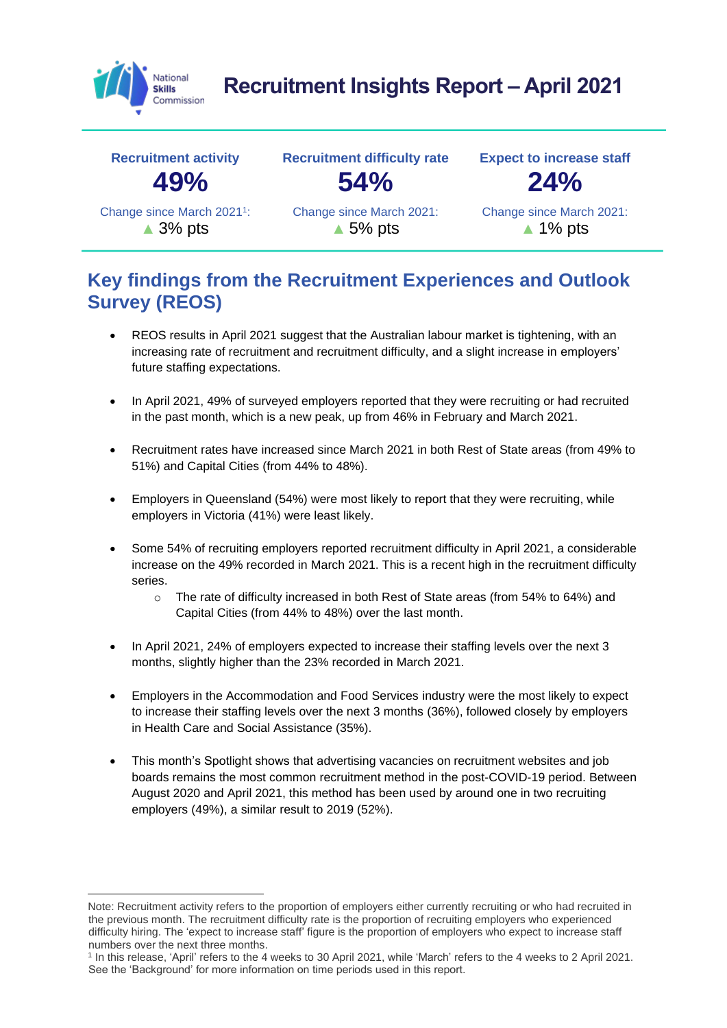# Recruitment Insights Report – April 2021

| Recruitment activity | Recruitment difficulty rate | Expect to increase staff |
| --- | --- | --- |
| **49%** | **54%** | **24%** |
| Change since March 2021[1]: ▲ 3% pts | Change since March 2021: ▲ 5% pts | Change since March 2021: ▲ 1% pts |

## Key findings from the Recruitment Experiences and Outlook Survey (REOS)

- REOS results in April 2021 suggest that the Australian labour market is tightening, with an increasing rate of recruitment and recruitment difficulty, and a slight increase in employers' future staffing expectations.
- In April 2021, 49% of surveyed employers reported that they were recruiting or had recruited in the past month, which is a new peak, up from 46% in February and March 2021.
- Recruitment rates have increased since March 2021 in both Rest of State areas (from 49% to 51%) and Capital Cities (from 44% to 48%).
- Employers in Queensland (54%) were most likely to report that they were recruiting, while employers in Victoria (41%) were least likely.
- Some 54% of recruiting employers reported recruitment difficulty in April 2021, a considerable increase on the 49% recorded in March 2021. This is a recent high in the recruitment difficulty series.
  - The rate of difficulty increased in both Rest of State areas (from 54% to 64%) and Capital Cities (from 44% to 48%) over the last month.
- In April 2021, 24% of employers expected to increase their staffing levels over the next 3 months, slightly higher than the 23% recorded in March 2021.
- Employers in the Accommodation and Food Services industry were the most likely to expect to increase their staffing levels over the next 3 months (36%), followed closely by employers in Health Care and Social Assistance (35%).
- This month's Spotlight shows that advertising vacancies on recruitment websites and job boards remains the most common recruitment method in the post-COVID-19 period. Between August 2020 and April 2021, this method has been used by around one in two recruiting employers (49%), a similar result to 2019 (52%).

---

Note: Recruitment activity refers to the proportion of employers either currently recruiting or who had recruited in the previous month. The recruitment difficulty rate is the proportion of recruiting employers who experienced difficulty hiring. The 'expect to increase staff' figure is the proportion of employers who expect to increase staff numbers over the next three months.

[1] In this release, 'April' refers to the 4 weeks to 30 April 2021, while 'March' refers to the 4 weeks to 2 April 2021. See the 'Background' for more information on time periods used in this report.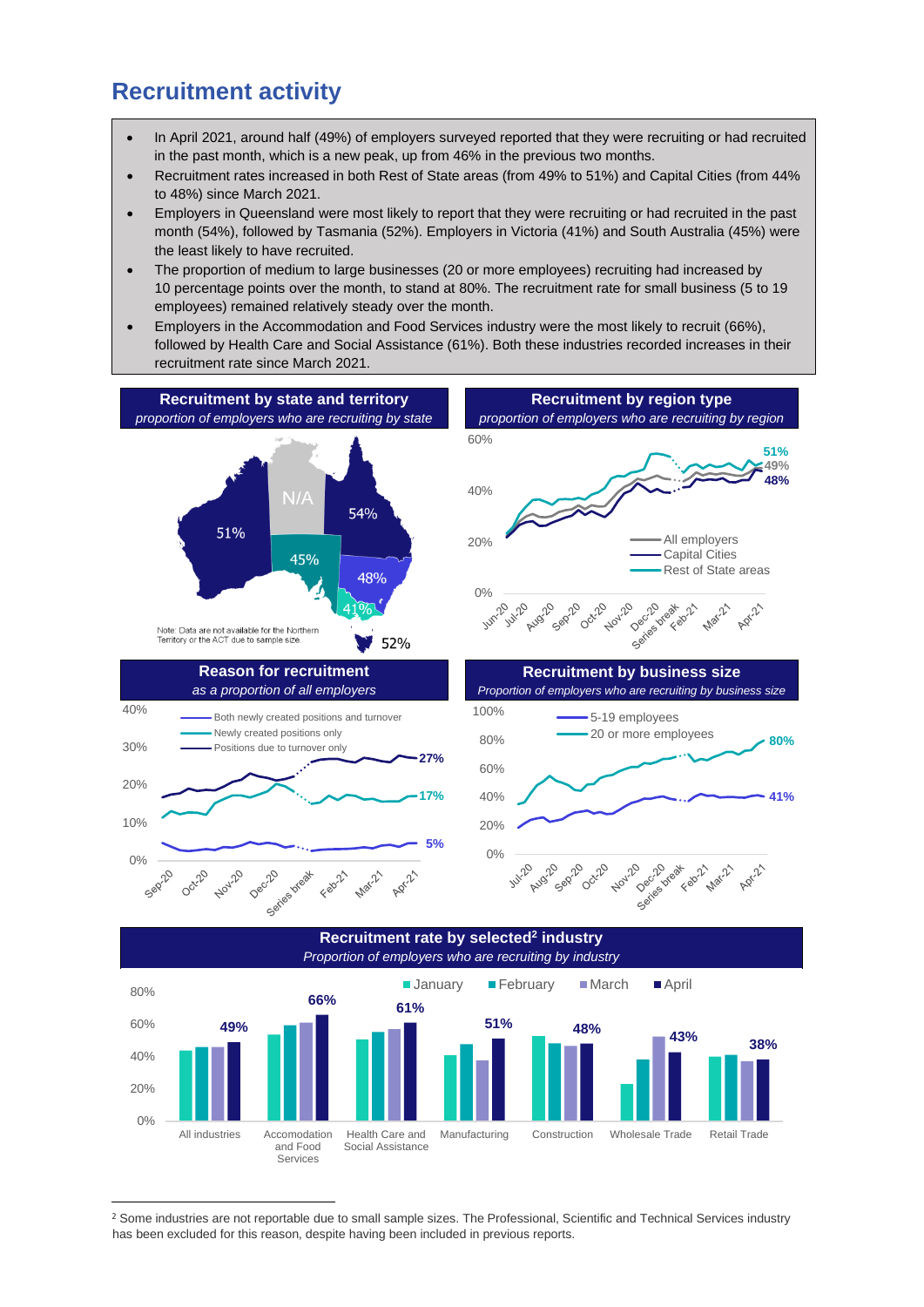## Recruitment activity

- In April 2021, around half (49%) of employers surveyed reported that they were recruiting or had recruited in the past month, which is a new peak, up from 46% in the previous two months.
- Recruitment rates increased in both Rest of State areas (from 49% to 51%) and Capital Cities (from 44% to 48%) since March 2021.
- Employers in Queensland were most likely to report that they were recruiting or had recruited in the past month (54%), followed by Tasmania (52%). Employers in Victoria (41%) and South Australia (45%) were the least likely to have recruited.
- The proportion of medium to large businesses (20 or more employees) recruiting had increased by 10 percentage points over the month, to stand at 80%. The recruitment rate for small business (5 to 19 employees) remained relatively steady over the month.
- Employers in the Accommodation and Food Services industry were the most likely to recruit (66%), followed by Health Care and Social Assistance (61%). Both these industries recorded increases in their recruitment rate since March 2021.

**Recruitment by state and territory**
*proportion of employers who are recruiting by state*

WA 51%, NT N/A, QLD 54%, SA 45%, NSW 48%, VIC 41%, TAS 52%

Note: Data are not available for the Northern Territory or the ACT due to sample size.

**Recruitment by region type**
*proportion of employers who are recruiting by region*

Rest of State areas 51%, All employers 49%, Capital Cities 48% (Apr-21)

**Reason for recruitment**
*as a proportion of all employers*

Positions due to turnover only 27%, Newly created positions only 17%, Both newly created positions and turnover 5% (Apr-21)

**Recruitment by business size**
*Proportion of employers who are recruiting by business size*

20 or more employees 80%, 5-19 employees 41% (Apr-21)

**Recruitment rate by selected[2] industry**
*Proportion of employers who are recruiting by industry*

| Industry | April |
|---|---|
| All industries | 49% |
| Accomodation and Food Services | 66% |
| Health Care and Social Assistance | 61% |
| Manufacturing | 51% |
| Construction | 48% |
| Wholesale Trade | 43% |
| Retail Trade | 38% |

[2] Some industries are not reportable due to small sample sizes. The Professional, Scientific and Technical Services industry has been excluded for this reason, despite having been included in previous reports.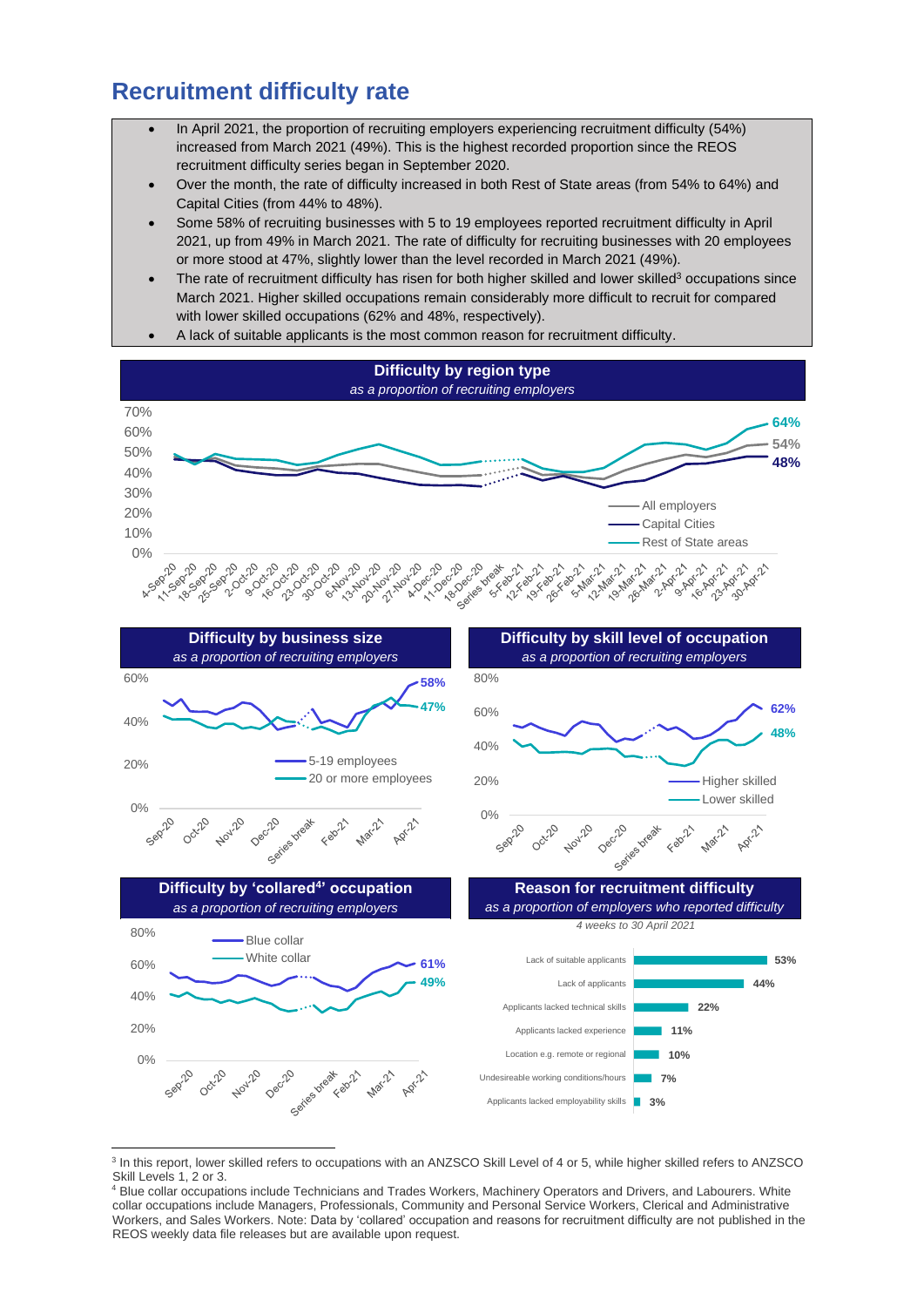# Recruitment difficulty rate

- In April 2021, the proportion of recruiting employers experiencing recruitment difficulty (54%) increased from March 2021 (49%). This is the highest recorded proportion since the REOS recruitment difficulty series began in September 2020.
- Over the month, the rate of difficulty increased in both Rest of State areas (from 54% to 64%) and Capital Cities (from 44% to 48%).
- Some 58% of recruiting businesses with 5 to 19 employees reported recruitment difficulty in April 2021, up from 49% in March 2021. The rate of difficulty for recruiting businesses with 20 employees or more stood at 47%, slightly lower than the level recorded in March 2021 (49%).
- The rate of recruitment difficulty has risen for both higher skilled and lower skilled[3] occupations since March 2021. Higher skilled occupations remain considerably more difficult to recruit for compared with lower skilled occupations (62% and 48%, respectively).
- A lack of suitable applicants is the most common reason for recruitment difficulty.

**Difficulty by region type**
*as a proportion of recruiting employers*

All employers: 54%; Capital Cities: 48%; Rest of State areas: 64%

**Difficulty by business size**
*as a proportion of recruiting employers*

5-19 employees: 58%; 20 or more employees: 47%

**Difficulty by skill level of occupation**
*as a proportion of recruiting employers*

Higher skilled: 62%; Lower skilled: 48%

**Difficulty by 'collared[4]' occupation**
*as a proportion of recruiting employers*

Blue collar: 61%; White collar: 49%

**Reason for recruitment difficulty**
*as a proportion of employers who reported difficulty*
*4 weeks to 30 April 2021*

| Reason | % |
|---|---|
| Lack of suitable applicants | 53% |
| Lack of applicants | 44% |
| Applicants lacked technical skills | 22% |
| Applicants lacked experience | 11% |
| Location e.g. remote or regional | 10% |
| Undesireable working conditions/hours | 7% |
| Applicants lacked employability skills | 3% |

---

[3] In this report, lower skilled refers to occupations with an ANZSCO Skill Level of 4 or 5, while higher skilled refers to ANZSCO Skill Levels 1, 2 or 3.

[4] Blue collar occupations include Technicians and Trades Workers, Machinery Operators and Drivers, and Labourers. White collar occupations include Managers, Professionals, Community and Personal Service Workers, Clerical and Administrative Workers, and Sales Workers. Note: Data by 'collared' occupation and reasons for recruitment difficulty are not published in the REOS weekly data file releases but are available upon request.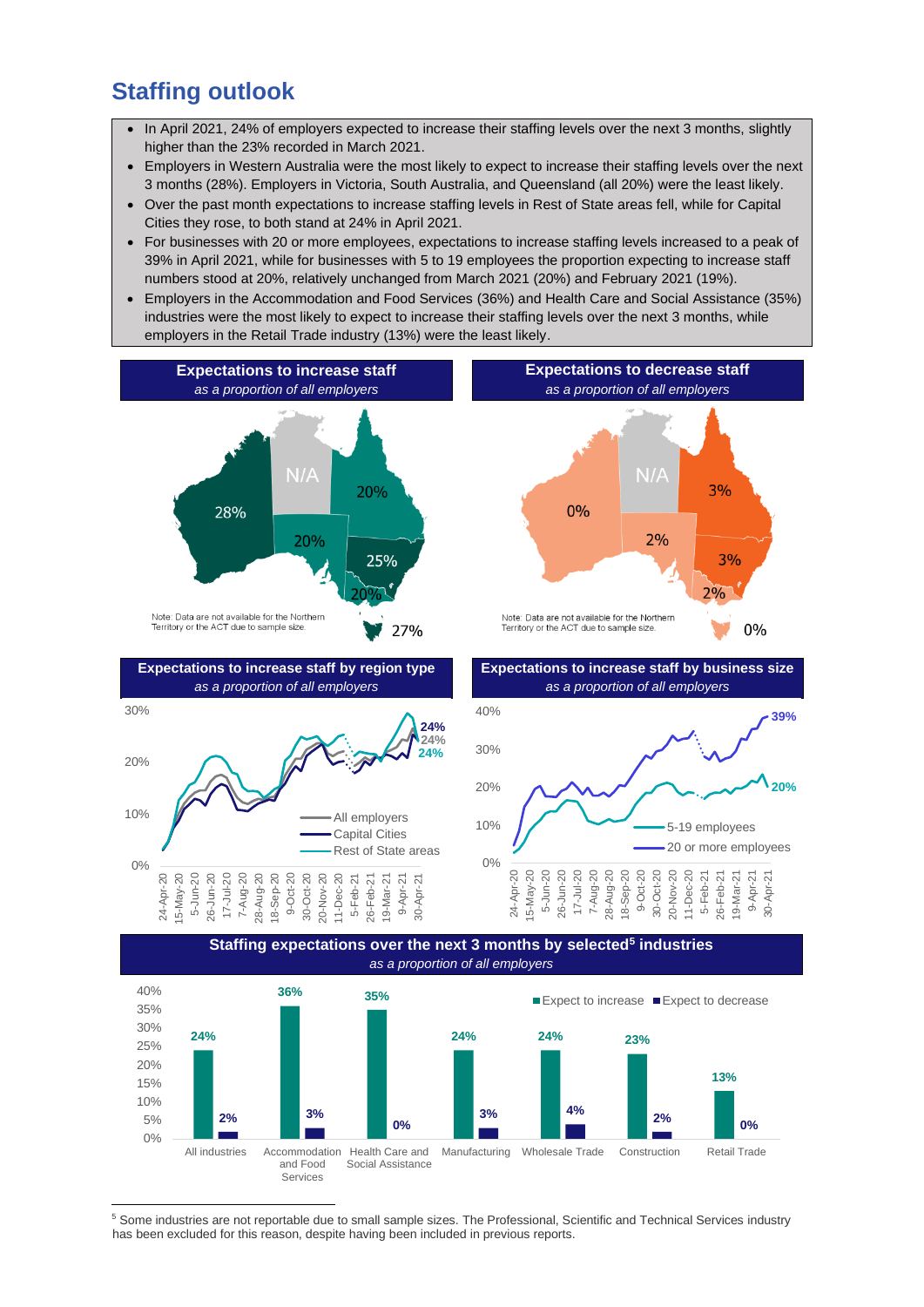## Staffing outlook

- In April 2021, 24% of employers expected to increase their staffing levels over the next 3 months, slightly higher than the 23% recorded in March 2021.
- Employers in Western Australia were the most likely to expect to increase their staffing levels over the next 3 months (28%). Employers in Victoria, South Australia, and Queensland (all 20%) were the least likely.
- Over the past month expectations to increase staffing levels in Rest of State areas fell, while for Capital Cities they rose, to both stand at 24% in April 2021.
- For businesses with 20 or more employees, expectations to increase staffing levels increased to a peak of 39% in April 2021, while for businesses with 5 to 19 employees the proportion expecting to increase staff numbers stood at 20%, relatively unchanged from March 2021 (20%) and February 2021 (19%).
- Employers in the Accommodation and Food Services (36%) and Health Care and Social Assistance (35%) industries were the most likely to expect to increase their staffing levels over the next 3 months, while employers in the Retail Trade industry (13%) were the least likely.

**Expectations to increase staff**
*as a proportion of all employers*

| State | Expect to increase |
|---|---|
| WA | 28% |
| NT | N/A |
| QLD | 20% |
| SA | 20% |
| NSW | 25% |
| VIC | 20% |
| TAS | 27% |

Note: Data are not available for the Northern Territory or the ACT due to sample size.

**Expectations to decrease staff**
*as a proportion of all employers*

| State | Expect to decrease |
|---|---|
| WA | 0% |
| NT | N/A |
| QLD | 3% |
| SA | 2% |
| NSW | 3% |
| VIC | 2% |
| TAS | 0% |

Note: Data are not available for the Northern Territory or the ACT due to sample size.

**Expectations to increase staff by region type**
*as a proportion of all employers*

Legend: All employers; Capital Cities; Rest of State areas. Latest values (30-Apr-21): 24%, 24%, 24%.

**Expectations to increase staff by business size**
*as a proportion of all employers*

Legend: 5-19 employees; 20 or more employees. Latest values (30-Apr-21): 5-19 employees 20%; 20 or more employees 39%.

**Staffing expectations over the next 3 months by selected[5] industries**
*as a proportion of all employers*

| Industry | Expect to increase | Expect to decrease |
|---|---|---|
| All industries | 24% | 2% |
| Accommodation and Food Services | 36% | 3% |
| Health Care and Social Assistance | 35% | 0% |
| Manufacturing | 24% | 3% |
| Wholesale Trade | 24% | 4% |
| Construction | 23% | 2% |
| Retail Trade | 13% | 0% |

[5] Some industries are not reportable due to small sample sizes. The Professional, Scientific and Technical Services industry has been excluded for this reason, despite having been included in previous reports.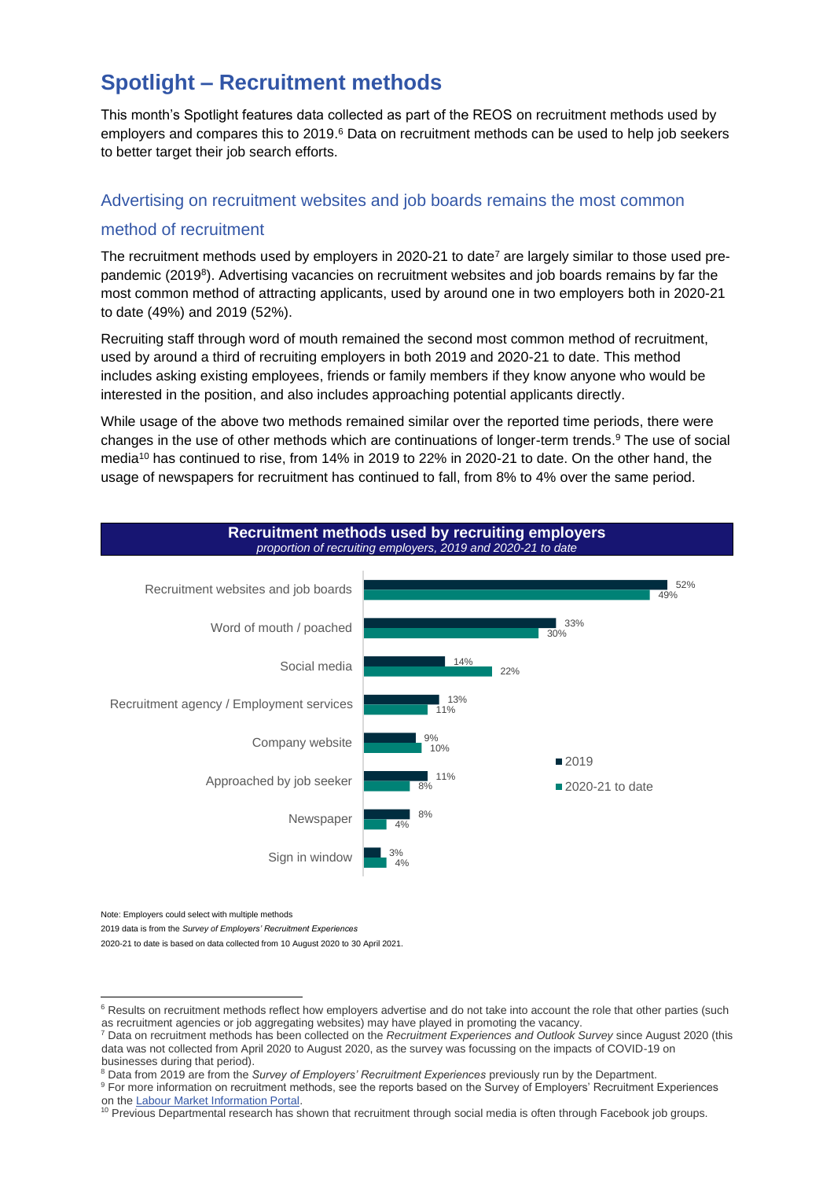# Spotlight – Recruitment methods

This month's Spotlight features data collected as part of the REOS on recruitment methods used by employers and compares this to 2019.[6] Data on recruitment methods can be used to help job seekers to better target their job search efforts.

## Advertising on recruitment websites and job boards remains the most common method of recruitment

The recruitment methods used by employers in 2020-21 to date[7] are largely similar to those used pre-pandemic (2019[8]). Advertising vacancies on recruitment websites and job boards remains by far the most common method of attracting applicants, used by around one in two employers both in 2020-21 to date (49%) and 2019 (52%).

Recruiting staff through word of mouth remained the second most common method of recruitment, used by around a third of recruiting employers in both 2019 and 2020-21 to date. This method includes asking existing employees, friends or family members if they know anyone who would be interested in the position, and also includes approaching potential applicants directly.

While usage of the above two methods remained similar over the reported time periods, there were changes in the use of other methods which are continuations of longer-term trends.[9] The use of social media[10] has continued to rise, from 14% in 2019 to 22% in 2020-21 to date. On the other hand, the usage of newspapers for recruitment has continued to fall, from 8% to 4% over the same period.

**Recruitment methods used by recruiting employers**
*proportion of recruiting employers, 2019 and 2020-21 to date*

| Recruitment method | 2019 | 2020-21 to date |
|---|---|---|
| Recruitment websites and job boards | 52% | 49% |
| Word of mouth / poached | 33% | 30% |
| Social media | 14% | 22% |
| Recruitment agency / Employment services | 13% | 11% |
| Company website | 9% | 10% |
| Approached by job seeker | 11% | 8% |
| Newspaper | 8% | 4% |
| Sign in window | 3% | 4% |

Note: Employers could select with multiple methods
2019 data is from the *Survey of Employers' Recruitment Experiences*
2020-21 to date is based on data collected from 10 August 2020 to 30 April 2021.

---

[6] Results on recruitment methods reflect how employers advertise and do not take into account the role that other parties (such as recruitment agencies or job aggregating websites) may have played in promoting the vacancy.
[7] Data on recruitment methods has been collected on the *Recruitment Experiences and Outlook Survey* since August 2020 (this data was not collected from April 2020 to August 2020, as the survey was focussing on the impacts of COVID-19 on businesses during that period).
[8] Data from 2019 are from the *Survey of Employers' Recruitment Experiences* previously run by the Department.
[9] For more information on recruitment methods, see the reports based on the Survey of Employers' Recruitment Experiences on the Labour Market Information Portal.
[10] Previous Departmental research has shown that recruitment through social media is often through Facebook job groups.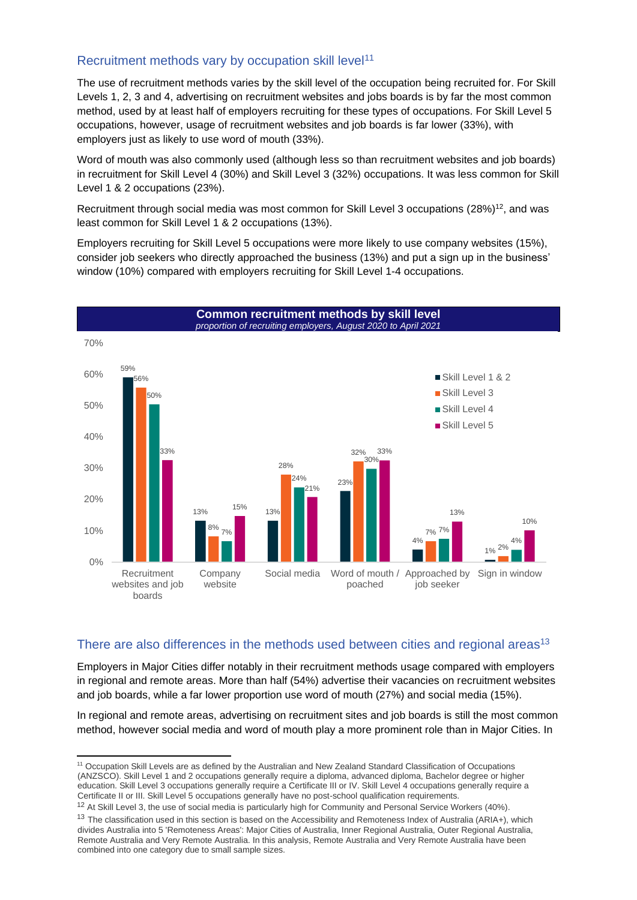## Recruitment methods vary by occupation skill level[11]

The use of recruitment methods varies by the skill level of the occupation being recruited for. For Skill Levels 1, 2, 3 and 4, advertising on recruitment websites and jobs boards is by far the most common method, used by at least half of employers recruiting for these types of occupations. For Skill Level 5 occupations, however, usage of recruitment websites and job boards is far lower (33%), with employers just as likely to use word of mouth (33%).

Word of mouth was also commonly used (although less so than recruitment websites and job boards) in recruitment for Skill Level 4 (30%) and Skill Level 3 (32%) occupations. It was less common for Skill Level 1 & 2 occupations (23%).

Recruitment through social media was most common for Skill Level 3 occupations (28%)[12], and was least common for Skill Level 1 & 2 occupations (13%).

Employers recruiting for Skill Level 5 occupations were more likely to use company websites (15%), consider job seekers who directly approached the business (13%) and put a sign up in the business' window (10%) compared with employers recruiting for Skill Level 1-4 occupations.

**Common recruitment methods by skill level**
*proportion of recruiting employers, August 2020 to April 2021*

| Method | Skill Level 1 & 2 | Skill Level 3 | Skill Level 4 | Skill Level 5 |
|---|---|---|---|---|
| Recruitment websites and job boards | 59% | 56% | 50% | 33% |
| Company website | 13% | 8% | 7% | 15% |
| Social media | 13% | 28% | 24% | 21% |
| Word of mouth / poached | 23% | 32% | 30% | 33% |
| Approached by job seeker | 4% | 7% | 7% | 13% |
| Sign in window | 1% | 2% | 4% | 10% |

## There are also differences in the methods used between cities and regional areas[13]

Employers in Major Cities differ notably in their recruitment methods usage compared with employers in regional and remote areas. More than half (54%) advertise their vacancies on recruitment websites and job boards, while a far lower proportion use word of mouth (27%) and social media (15%).

In regional and remote areas, advertising on recruitment sites and job boards is still the most common method, however social media and word of mouth play a more prominent role than in Major Cities. In

---

[11] Occupation Skill Levels are as defined by the Australian and New Zealand Standard Classification of Occupations (ANZSCO). Skill Level 1 and 2 occupations generally require a diploma, advanced diploma, Bachelor degree or higher education. Skill Level 3 occupations generally require a Certificate III or IV. Skill Level 4 occupations generally require a Certificate II or III. Skill Level 5 occupations generally have no post-school qualification requirements.

[12] At Skill Level 3, the use of social media is particularly high for Community and Personal Service Workers (40%).

[13] The classification used in this section is based on the Accessibility and Remoteness Index of Australia (ARIA+), which divides Australia into 5 'Remoteness Areas': Major Cities of Australia, Inner Regional Australia, Outer Regional Australia, Remote Australia and Very Remote Australia. In this analysis, Remote Australia and Very Remote Australia have been combined into one category due to small sample sizes.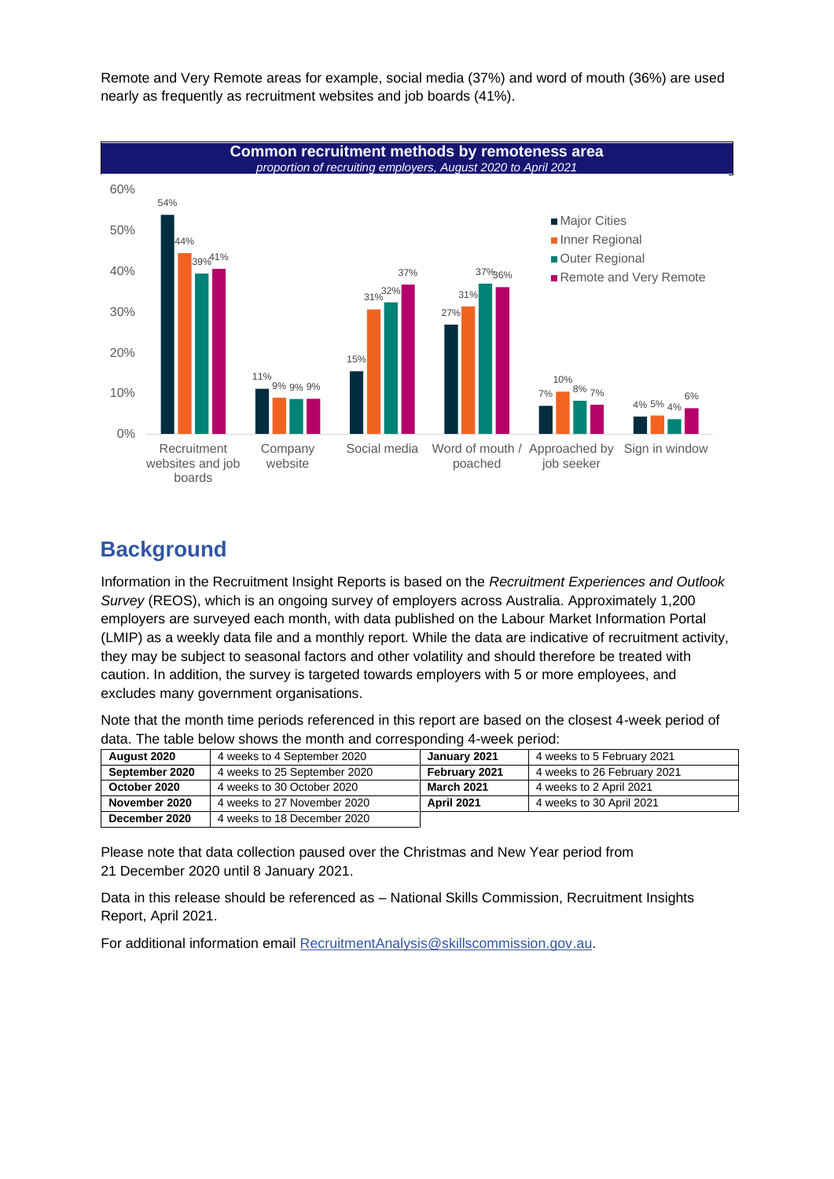Remote and Very Remote areas for example, social media (37%) and word of mouth (36%) are used nearly as frequently as recruitment websites and job boards (41%).

**Common recruitment methods by remoteness area**
*proportion of recruiting employers, August 2020 to April 2021*

60%
50%
40%
30%
20%
10%
0%

■ Major Cities
■ Inner Regional
■ Outer Regional
■ Remote and Very Remote

Recruitment websites and job boards: 54% 44% 39% 41%
Company website: 11% 9% 9% 9%
Social media: 15% 31% 32% 37%
Word of mouth / poached: 27% 31% 37% 36%
Approached by job seeker: 7% 10% 8% 7%
Sign in window: 4% 5% 4% 6%

## Background

Information in the Recruitment Insight Reports is based on the *Recruitment Experiences and Outlook Survey* (REOS), which is an ongoing survey of employers across Australia. Approximately 1,200 employers are surveyed each month, with data published on the Labour Market Information Portal (LMIP) as a weekly data file and a monthly report. While the data are indicative of recruitment activity, they may be subject to seasonal factors and other volatility and should therefore be treated with caution. In addition, the survey is targeted towards employers with 5 or more employees, and excludes many government organisations.

Note that the month time periods referenced in this report are based on the closest 4-week period of data. The table below shows the month and corresponding 4-week period:

| | | | |
|---|---|---|---|
| **August 2020** | 4 weeks to 4 September 2020 | **January 2021** | 4 weeks to 5 February 2021 |
| **September 2020** | 4 weeks to 25 September 2020 | **February 2021** | 4 weeks to 26 February 2021 |
| **October 2020** | 4 weeks to 30 October 2020 | **March 2021** | 4 weeks to 2 April 2021 |
| **November 2020** | 4 weeks to 27 November 2020 | **April 2021** | 4 weeks to 30 April 2021 |
| **December 2020** | 4 weeks to 18 December 2020 | | |

Please note that data collection paused over the Christmas and New Year period from 21 December 2020 until 8 January 2021.

Data in this release should be referenced as – National Skills Commission, Recruitment Insights Report, April 2021.

For additional information email RecruitmentAnalysis@skillscommission.gov.au.